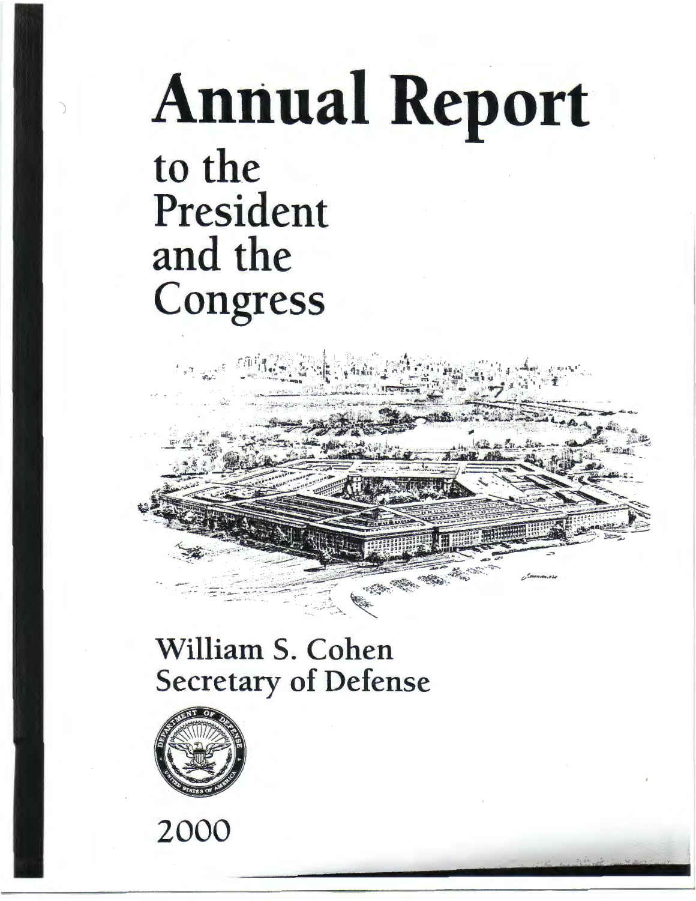# Annual Report

## to the President and the Congress

## William S. Cohen
## Secretary of Defense

2000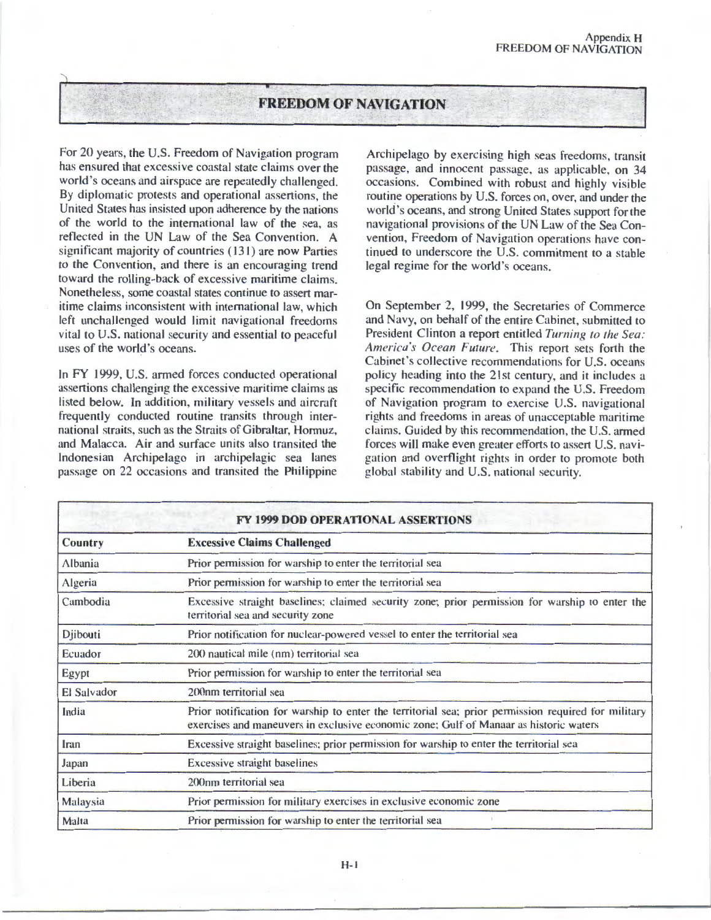## FREEDOM OF NAVIGATION

For 20 years, the U.S. Freedom of Navigation program has ensured that excessive coastal state claims over the world's oceans and airspace are repeatedly challenged. By diplomatic protests and operational assertions, the United States has insisted upon adherence by the nations of the world to the international law of the sea, as reflected in the UN Law of the Sea Convention. A significant majority of countries (131) are now Parties to the Convention, and there is an encouraging trend toward the rolling-back of excessive maritime claims. Nonetheless, some coastal states continue to assert maritime claims inconsistent with international law, which left unchallenged would limit navigational freedoms vital to U.S. national security and essential to peaceful uses of the world's oceans.

In FY 1999, U.S. armed forces conducted operational assertions challenging the excessive maritime claims as listed below. In addition, military vessels and aircraft frequently conducted routine transits through international straits, such as the Straits of Gibraltar, Hormuz, and Malacca. Air and surface units also transited the Indonesian Archipelago in archipelagic sea lanes passage on 22 occasions and transited the Philippine Archipelago by exercising high seas freedoms, transit passage, and innocent passage, as applicable, on 34 occasions. Combined with robust and highly visible routine operations by U.S. forces on, over, and under the world's oceans, and strong United States support for the navigational provisions of the UN Law of the Sea Convention, Freedom of Navigation operations have continued to underscore the U.S. commitment to a stable legal regime for the world's oceans.

On September 2, 1999, the Secretaries of Commerce and Navy, on behalf of the entire Cabinet, submitted to President Clinton a report entitled *Turning to the Sea: America's Ocean Future*. This report sets forth the Cabinet's collective recommendations for U.S. oceans policy heading into the 21st century, and it includes a specific recommendation to expand the U.S. Freedom of Navigation program to exercise U.S. navigational rights and freedoms in areas of unacceptable maritime claims. Guided by this recommendation, the U.S. armed forces will make even greater efforts to assert U.S. navigation and overflight rights in order to promote both global stability and U.S. national security.

**FY 1999 DOD OPERATIONAL ASSERTIONS**

| Country | Excessive Claims Challenged |
|---|---|
| Albania | Prior permission for warship to enter the territorial sea |
| Algeria | Prior permission for warship to enter the territorial sea |
| Cambodia | Excessive straight baselines; claimed security zone; prior permission for warship to enter the territorial sea and security zone |
| Djibouti | Prior notification for nuclear-powered vessel to enter the territorial sea |
| Ecuador | 200 nautical mile (nm) territorial sea |
| Egypt | Prior permission for warship to enter the territorial sea |
| El Salvador | 200nm territorial sea |
| India | Prior notification for warship to enter the territorial sea; prior permission required for military exercises and maneuvers in exclusive economic zone; Gulf of Manaar as historic waters |
| Iran | Excessive straight baselines; prior permission for warship to enter the territorial sea |
| Japan | Excessive straight baselines |
| Liberia | 200nm territorial sea |
| Malaysia | Prior permission for military exercises in exclusive economic zone |
| Malta | Prior permission for warship to enter the territorial sea |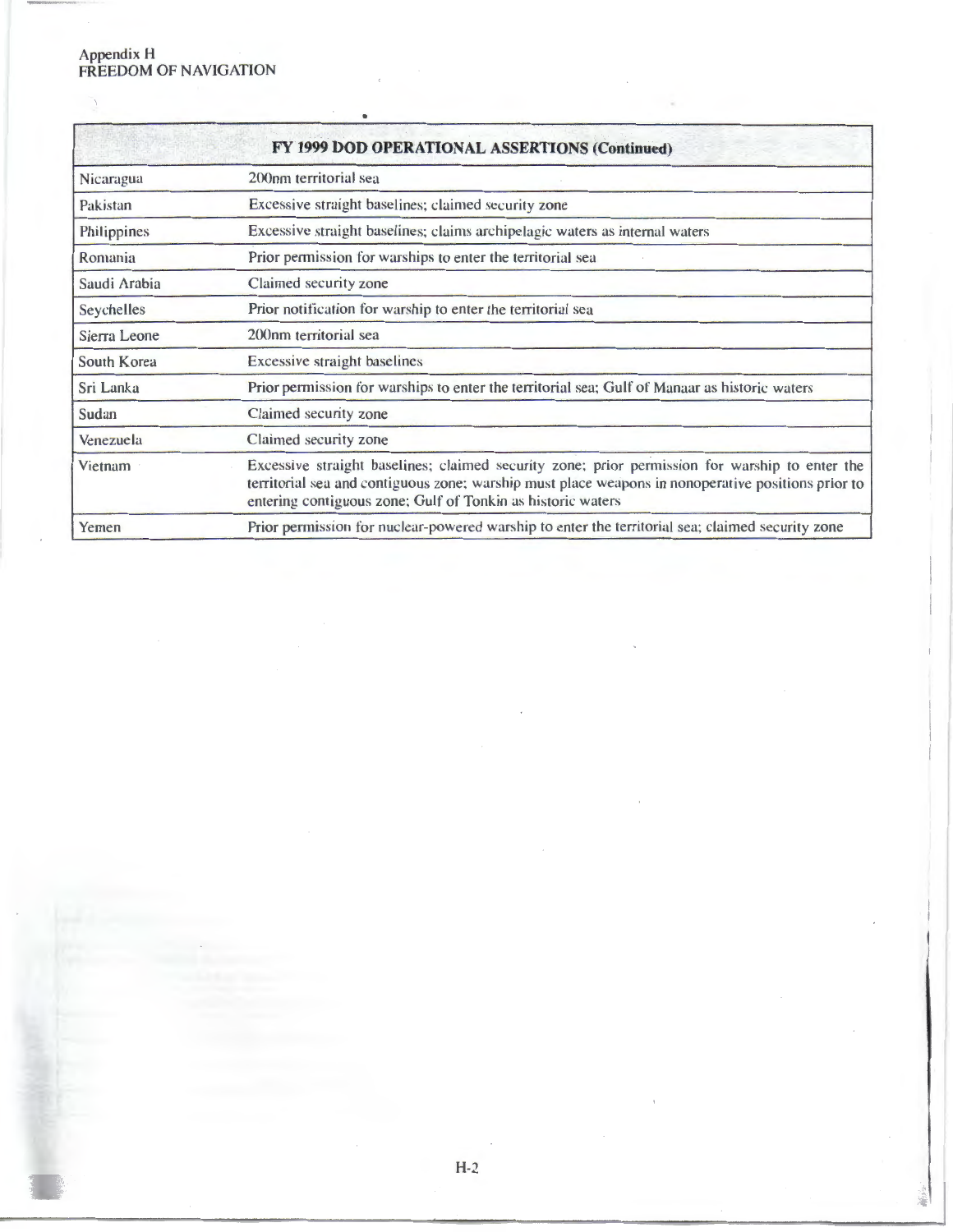| FY 1999 DOD OPERATIONAL ASSERTIONS (Continued) | |
|---|---|
| Nicaragua | 200nm territorial sea |
| Pakistan | Excessive straight baselines; claimed security zone |
| Philippines | Excessive straight baselines; claims archipelagic waters as internal waters |
| Romania | Prior permission for warships to enter the territorial sea |
| Saudi Arabia | Claimed security zone |
| Seychelles | Prior notification for warship to enter the territorial sea |
| Sierra Leone | 200nm territorial sea |
| South Korea | Excessive straight baselines |
| Sri Lanka | Prior permission for warships to enter the territorial sea; Gulf of Manaar as historic waters |
| Sudan | Claimed security zone |
| Venezuela | Claimed security zone |
| Vietnam | Excessive straight baselines; claimed security zone; prior permission for warship to enter the territorial sea and contiguous zone; warship must place weapons in nonoperative positions prior to entering contiguous zone; Gulf of Tonkin as historic waters |
| Yemen | Prior permission for nuclear-powered warship to enter the territorial sea; claimed security zone |